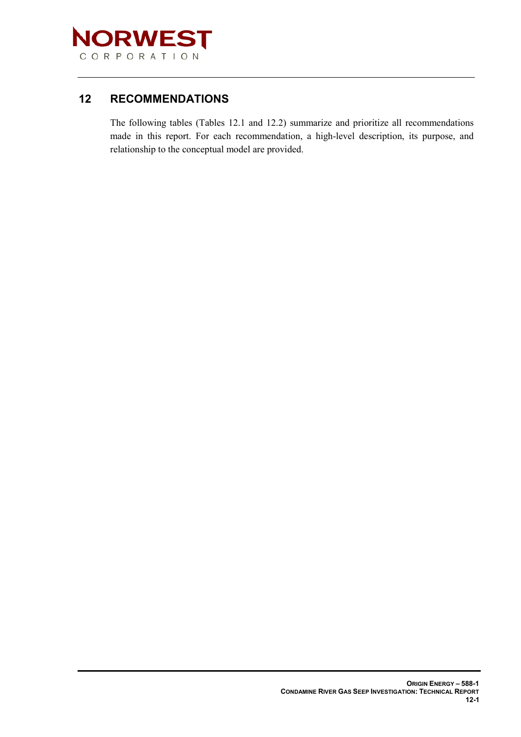# 12 RECOMMENDATIONS

The following tables (Tables 12.1 and 12.2) summarize and prioritize all recommendations made in this report. For each recommendation, a high-level description, its purpose, and relationship to the conceptual model are provided.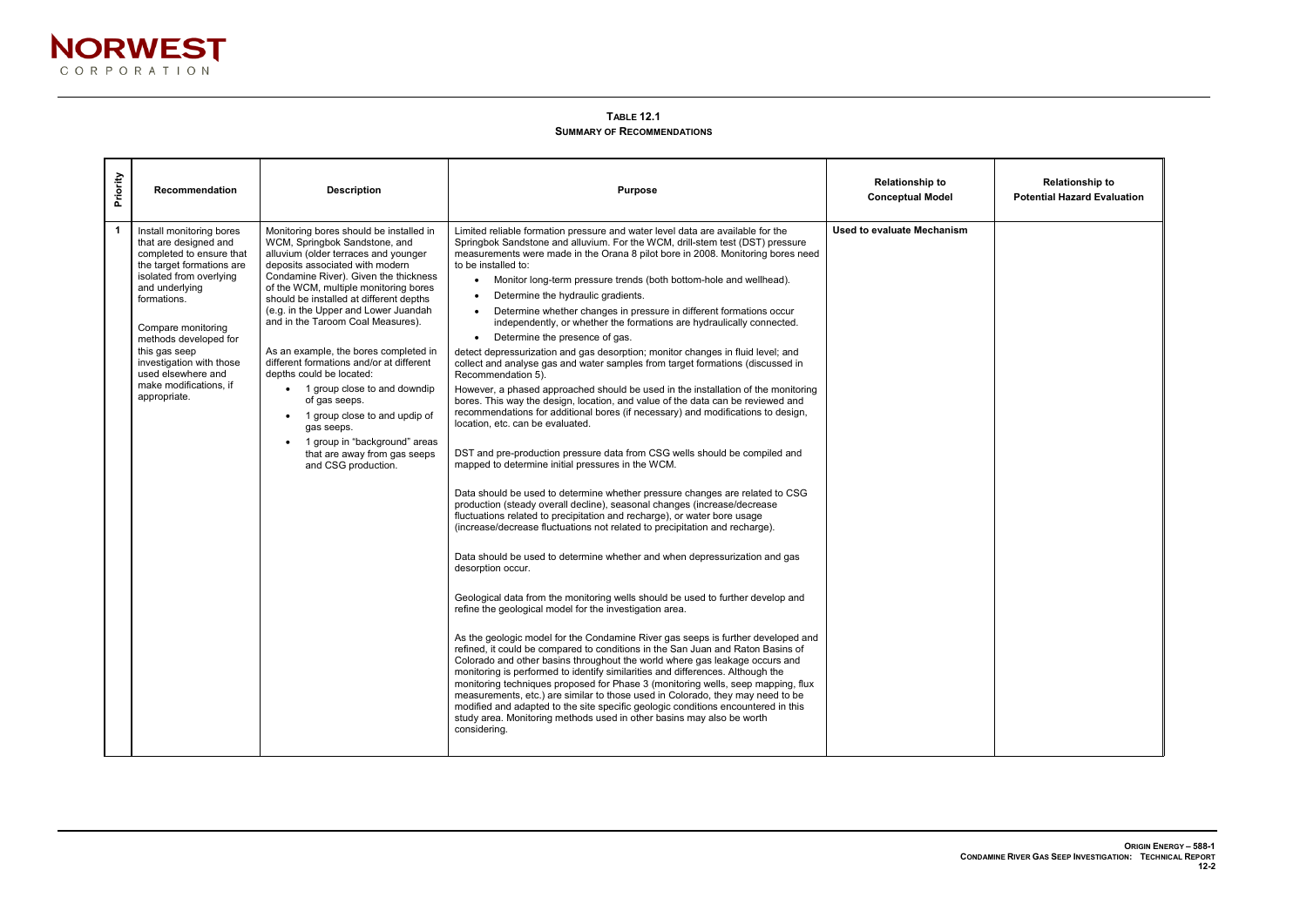**TABLE 12.1**
**SUMMARY OF RECOMMENDATIONS**

| Priority | Recommendation | Description | Purpose | Relationship to Conceptual Model | Relationship to Potential Hazard Evaluation |
|---|---|---|---|---|---|
| 1 | Install monitoring bores that are designed and completed to ensure that the target formations are isolated from overlying and underlying formations.<br><br>Compare monitoring methods developed for this gas seep investigation with those used elsewhere and make modifications, if appropriate. | Monitoring bores should be installed in WCM, Springbok Sandstone, and alluvium (older terraces and younger deposits associated with modern Condamine River). Given the thickness of the WCM, multiple monitoring bores should be installed at different depths (e.g. in the Upper and Lower Juandah and in the Taroom Coal Measures).<br><br>As an example, the bores completed in different formations and/or at different depths could be located:<br>• 1 group close to and downdip of gas seeps.<br>• 1 group close to and updip of gas seeps.<br>• 1 group in "background" areas that are away from gas seeps and CSG production. | Limited reliable formation pressure and water level data are available for the Springbok Sandstone and alluvium. For the WCM, drill-stem test (DST) pressure measurements were made in the Orana 8 pilot bore in 2008. Monitoring bores need to be installed to:<br>• Monitor long-term pressure trends (both bottom-hole and wellhead).<br>• Determine the hydraulic gradients.<br>• Determine whether changes in pressure in different formations occur independently, or whether the formations are hydraulically connected.<br>• Determine the presence of gas.<br><br>detect depressurization and gas desorption; monitor changes in fluid level; and collect and analyse gas and water samples from target formations (discussed in Recommendation 5).<br><br>However, a phased approached should be used in the installation of the monitoring bores. This way the design, location, and value of the data can be reviewed and recommendations for additional bores (if necessary) and modifications to design, location, etc. can be evaluated.<br><br>DST and pre-production pressure data from CSG wells should be compiled and mapped to determine initial pressures in the WCM.<br><br>Data should be used to determine whether pressure changes are related to CSG production (steady overall decline), seasonal changes (increase/decrease fluctuations related to precipitation and recharge), or water bore usage (increase/decrease fluctuations not related to precipitation and recharge).<br><br>Data should be used to determine whether and when depressurization and gas desorption occur.<br><br>Geological data from the monitoring wells should be used to further develop and refine the geological model for the investigation area.<br><br>As the geologic model for the Condamine River gas seeps is further developed and refined, it could be compared to conditions in the San Juan and Raton Basins of Colorado and other basins throughout the world where gas leakage occurs and monitoring is performed to identify similarities and differences. Although the monitoring techniques proposed for Phase 3 (monitoring wells, seep mapping, flux measurements, etc.) are similar to those used in Colorado, they may need to be modified and adapted to the site specific geologic conditions encountered in this study area. Monitoring methods used in other basins may also be worth considering. | **Used to evaluate Mechanism** | |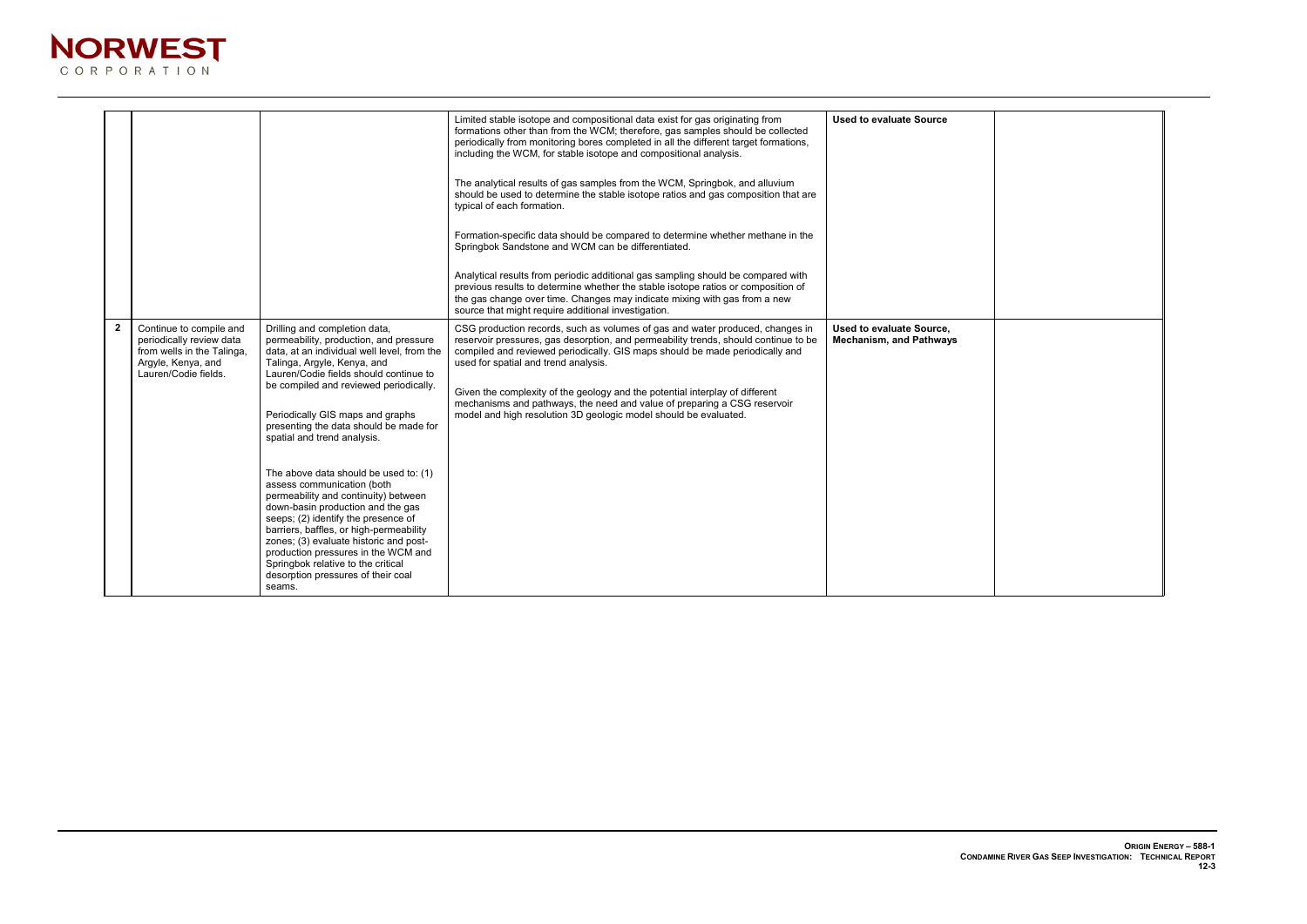| | | | | | |
|---|---|---|---|---|---|
| | | | Limited stable isotope and compositional data exist for gas originating from formations other than from the WCM; therefore, gas samples should be collected periodically from monitoring bores completed in all the different target formations, including the WCM, for stable isotope and compositional analysis.<br><br>The analytical results of gas samples from the WCM, Springbok, and alluvium should be used to determine the stable isotope ratios and gas composition that are typical of each formation.<br><br>Formation-specific data should be compared to determine whether methane in the Springbok Sandstone and WCM can be differentiated.<br><br>Analytical results from periodic additional gas sampling should be compared with previous results to determine whether the stable isotope ratios or composition of the gas change over time. Changes may indicate mixing with gas from a new source that might require additional investigation. | **Used to evaluate Source** | |
| **2** | Continue to compile and periodically review data from wells in the Talinga, Argyle, Kenya, and Lauren/Codie fields. | Drilling and completion data, permeability, production, and pressure data, at an individual well level, from the Talinga, Argyle, Kenya, and Lauren/Codie fields should continue to be compiled and reviewed periodically.<br><br>Periodically GIS maps and graphs presenting the data should be made for spatial and trend analysis.<br><br>The above data should be used to: (1) assess communication (both permeability and continuity) between down-basin production and the gas seeps; (2) identify the presence of barriers, baffles, or high-permeability zones; (3) evaluate historic and post-production pressures in the WCM and Springbok relative to the critical desorption pressures of their coal seams. | CSG production records, such as volumes of gas and water produced, changes in reservoir pressures, gas desorption, and permeability trends, should continue to be compiled and reviewed periodically. GIS maps should be made periodically and used for spatial and trend analysis.<br><br>Given the complexity of the geology and the potential interplay of different mechanisms and pathways, the need and value of preparing a CSG reservoir model and high resolution 3D geologic model should be evaluated. | **Used to evaluate Source, Mechanism, and Pathways** | |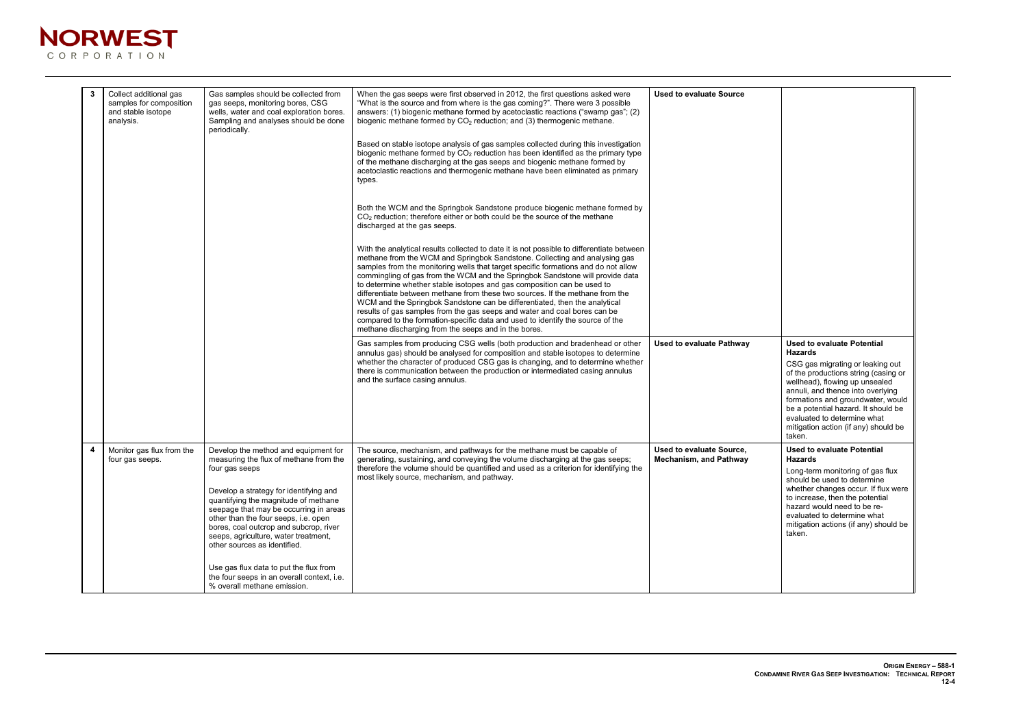| | | | | | |
|---|---|---|---|---|---|
| **3** | Collect additional gas samples for composition and stable isotope analysis. | Gas samples should be collected from gas seeps, monitoring bores, CSG wells, water and coal exploration bores. Sampling and analyses should be done periodically. | When the gas seeps were first observed in 2012, the first questions asked were "What is the source and from where is the gas coming?". There were 3 possible answers: (1) biogenic methane formed by acetoclastic reactions ("swamp gas"; (2) biogenic methane formed by $CO_2$ reduction; and (3) thermogenic methane.<br><br>Based on stable isotope analysis of gas samples collected during this investigation biogenic methane formed by $CO_2$ reduction has been identified as the primary type of the methane discharging at the gas seeps and biogenic methane formed by acetoclastic reactions and thermogenic methane have been eliminated as primary types.<br><br>Both the WCM and the Springbok Sandstone produce biogenic methane formed by $CO_2$ reduction; therefore either or both could be the source of the methane discharged at the gas seeps.<br><br>With the analytical results collected to date it is not possible to differentiate between methane from the WCM and Springbok Sandstone. Collecting and analysing gas samples from the monitoring wells that target specific formations and do not allow commingling of gas from the WCM and the Springbok Sandstone will provide data to determine whether stable isotopes and gas composition can be used to differentiate between methane from these two sources. If the methane from the WCM and the Springbok Sandstone can be differentiated, then the analytical results of gas samples from the gas seeps and water and coal bores can be compared to the formation-specific data and used to identify the source of the methane discharging from the seeps and in the bores. | **Used to evaluate Source** | |
| | | | Gas samples from producing CSG wells (both production and bradenhead or other annulus gas) should be analysed for composition and stable isotopes to determine whether the character of produced CSG gas is changing, and to determine whether there is communication between the production or intermediated casing annulus and the surface casing annulus. | **Used to evaluate Pathway** | **Used to evaluate Potential Hazards**<br>CSG gas migrating or leaking out of the productions string (casing or wellhead), flowing up unsealed annuli, and thence into overlying formations and groundwater, would be a potential hazard. It should be evaluated to determine what mitigation action (if any) should be taken. |
| **4** | Monitor gas flux from the four gas seeps. | Develop the method and equipment for measuring the flux of methane from the four gas seeps<br><br>Develop a strategy for identifying and quantifying the magnitude of methane seepage that may be occurring in areas other than the four seeps, i.e. open bores, coal outcrop and subcrop, river seeps, agriculture, water treatment, other sources as identified.<br><br>Use gas flux data to put the flux from the four seeps in an overall context, i.e. % overall methane emission. | The source, mechanism, and pathways for the methane must be capable of generating, sustaining, and conveying the volume discharging at the gas seeps; therefore the volume should be quantified and used as a criterion for identifying the most likely source, mechanism, and pathway. | **Used to evaluate Source, Mechanism, and Pathway** | **Used to evaluate Potential Hazards**<br>Long-term monitoring of gas flux should be used to determine whether changes occur. If flux were to increase, then the potential hazard would need to be re-evaluated to determine what mitigation actions (if any) should be taken. |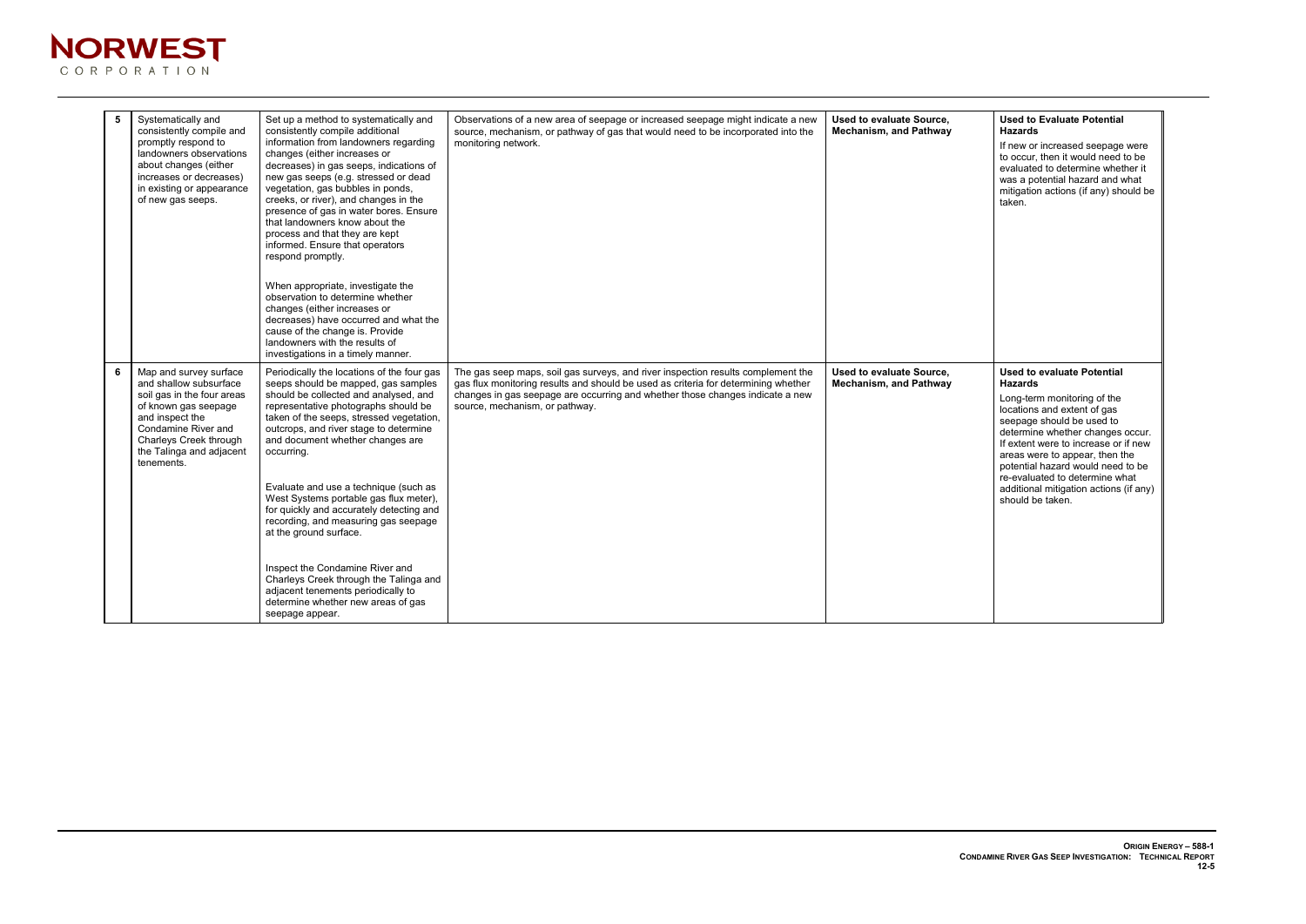| 5 | Systematically and consistently compile and promptly respond to landowners observations about changes (either increases or decreases) in existing or appearance of new gas seeps. | Set up a method to systematically and consistently compile additional information from landowners regarding changes (either increases or decreases) in gas seeps, indications of new gas seeps (e.g. stressed or dead vegetation, gas bubbles in ponds, creeks, or river), and changes in the presence of gas in water bores. Ensure that landowners know about the process and that they are kept informed. Ensure that operators respond promptly.<br><br>When appropriate, investigate the observation to determine whether changes (either increases or decreases) have occurred and what the cause of the change is. Provide landowners with the results of investigations in a timely manner. | Observations of a new area of seepage or increased seepage might indicate a new source, mechanism, or pathway of gas that would need to be incorporated into the monitoring network. | **Used to evaluate Source, Mechanism, and Pathway** | **Used to Evaluate Potential Hazards**<br><br>If new or increased seepage were to occur, then it would need to be evaluated to determine whether it was a potential hazard and what mitigation actions (if any) should be taken. |
|---|---|---|---|---|---|
| 6 | Map and survey surface and shallow subsurface soil gas in the four areas of known gas seepage and inspect the Condamine River and Charleys Creek through the Talinga and adjacent tenements. | Periodically the locations of the four gas seeps should be mapped, gas samples should be collected and analysed, and representative photographs should be taken of the seeps, stressed vegetation, outcrops, and river stage to determine and document whether changes are occurring.<br><br>Evaluate and use a technique (such as West Systems portable gas flux meter), for quickly and accurately detecting and recording, and measuring gas seepage at the ground surface.<br><br>Inspect the Condamine River and Charleys Creek through the Talinga and adjacent tenements periodically to determine whether new areas of gas seepage appear. | The gas seep maps, soil gas surveys, and river inspection results complement the gas flux monitoring results and should be used as criteria for determining whether changes in gas seepage are occurring and whether those changes indicate a new source, mechanism, or pathway. | **Used to evaluate Source, Mechanism, and Pathway** | **Used to evaluate Potential Hazards**<br><br>Long-term monitoring of the locations and extent of gas seepage should be used to determine whether changes occur. If extent were to increase or if new areas were to appear, then the potential hazard would need to be re-evaluated to determine what additional mitigation actions (if any) should be taken. |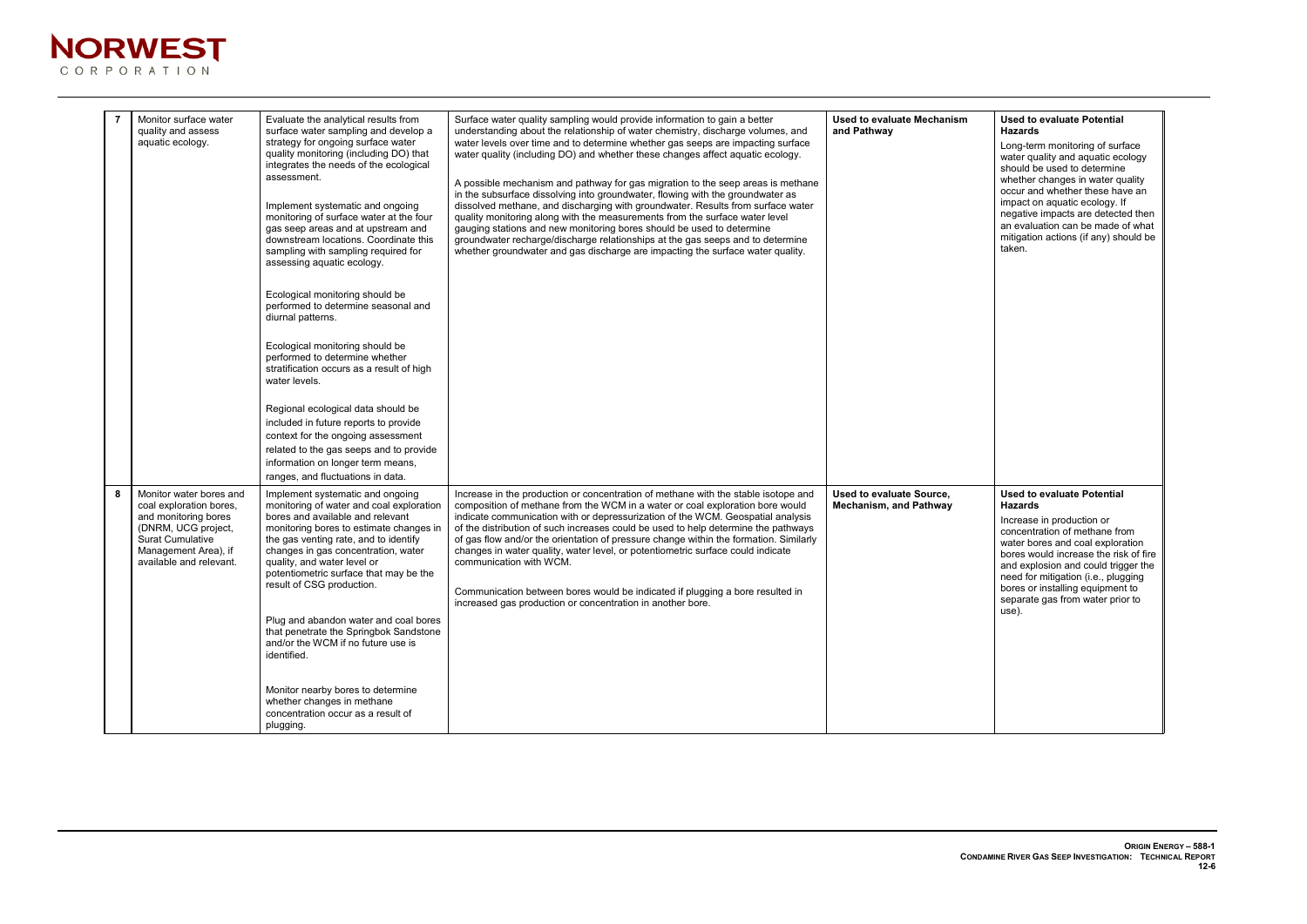| | | | | | |
|---|---|---|---|---|---|
| **7** | Monitor surface water quality and assess aquatic ecology. | Evaluate the analytical results from surface water sampling and develop a strategy for ongoing surface water quality monitoring (including DO) that integrates the needs of the ecological assessment.<br><br>Implement systematic and ongoing monitoring of surface water at the four gas seep areas and at upstream and downstream locations. Coordinate this sampling with sampling required for assessing aquatic ecology.<br><br>Ecological monitoring should be performed to determine seasonal and diurnal patterns.<br><br>Ecological monitoring should be performed to determine whether stratification occurs as a result of high water levels.<br><br>Regional ecological data should be included in future reports to provide context for the ongoing assessment related to the gas seeps and to provide information on longer term means, ranges, and fluctuations in data. | Surface water quality sampling would provide information to gain a better understanding about the relationship of water chemistry, discharge volumes, and water levels over time and to determine whether gas seeps are impacting surface water quality (including DO) and whether these changes affect aquatic ecology.<br><br>A possible mechanism and pathway for gas migration to the seep areas is methane in the subsurface dissolving into groundwater, flowing with the groundwater as dissolved methane, and discharging with groundwater. Results from surface water quality monitoring along with the measurements from the surface water level gauging stations and new monitoring bores should be used to determine groundwater recharge/discharge relationships at the gas seeps and to determine whether groundwater and gas discharge are impacting the surface water quality. | **Used to evaluate Mechanism and Pathway** | **Used to evaluate Potential Hazards**<br><br>Long-term monitoring of surface water quality and aquatic ecology should be used to determine whether changes in water quality occur and whether these have an impact on aquatic ecology. If negative impacts are detected then an evaluation can be made of what mitigation actions (if any) should be taken. |
| **8** | Monitor water bores and coal exploration bores, and monitoring bores (DNRM, UCG project, Surat Cumulative Management Area), if available and relevant. | Implement systematic and ongoing monitoring of water and coal exploration bores and available and relevant monitoring bores to estimate changes in the gas venting rate, and to identify changes in gas concentration, water quality, and water level or potentiometric surface that may be the result of CSG production.<br><br>Plug and abandon water and coal bores that penetrate the Springbok Sandstone and/or the WCM if no future use is identified.<br><br>Monitor nearby bores to determine whether changes in methane concentration occur as a result of plugging. | Increase in the production or concentration of methane with the stable isotope and composition of methane from the WCM in a water or coal exploration bore would indicate communication with or depressurization of the WCM. Geospatial analysis of the distribution of such increases could be used to help determine the pathways of gas flow and/or the orientation of pressure change within the formation. Similarly changes in water quality, water level, or potentiometric surface could indicate communication with WCM.<br><br>Communication between bores would be indicated if plugging a bore resulted in increased gas production or concentration in another bore. | **Used to evaluate Source, Mechanism, and Pathway** | **Used to evaluate Potential Hazards**<br><br>Increase in production or concentration of methane from water bores and coal exploration bores would increase the risk of fire and explosion and could trigger the need for mitigation (i.e., plugging bores or installing equipment to separate gas from water prior to use). |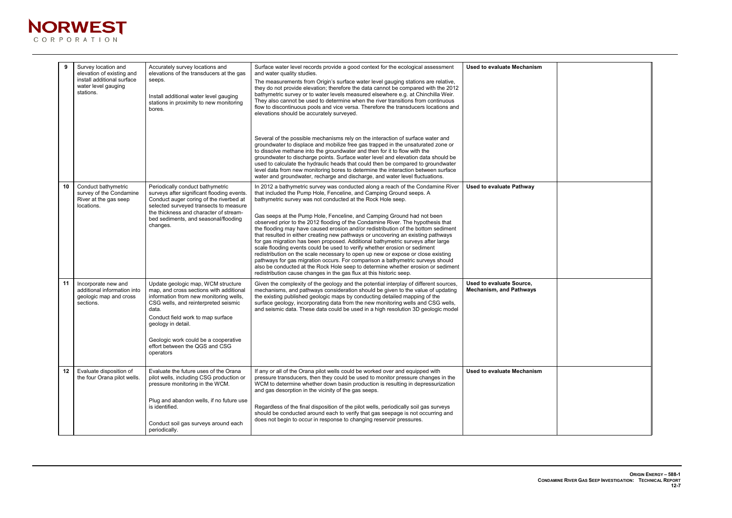| 9 | Survey location and elevation of existing and install additional surface water level gauging stations. | Accurately survey locations and elevations of the transducers at the gas seeps.<br><br>Install additional water level gauging stations in proximity to new monitoring bores. | Surface water level records provide a good context for the ecological assessment and water quality studies.<br><br>The measurements from Origin's surface water level gauging stations are relative, they do not provide elevation; therefore the data cannot be compared with the 2012 bathymetric survey or to water levels measured elsewhere e.g. at Chinchilla Weir. They also cannot be used to determine when the river transitions from continuous flow to discontinuous pools and vice versa. Therefore the transducers locations and elevations should be accurately surveyed.<br><br>Several of the possible mechanisms rely on the interaction of surface water and groundwater to displace and mobilize free gas trapped in the unsaturated zone or to dissolve methane into the groundwater and then for it to flow with the groundwater to discharge points. Surface water level and elevation data should be used to calculate the hydraulic heads that could then be compared to groundwater level data from new monitoring bores to determine the interaction between surface water and groundwater, recharge and discharge, and water level fluctuations. | **Used to evaluate Mechanism** | |
|---|---|---|---|---|---|
| 10 | Conduct bathymetric survey of the Condamine River at the gas seep locations. | Periodically conduct bathymetric surveys after significant flooding events. Conduct auger coring of the riverbed at selected surveyed transects to measure the thickness and character of stream-bed sediments, and seasonal/flooding changes. | In 2012 a bathymetric survey was conducted along a reach of the Condamine River that included the Pump Hole, Fenceline, and Camping Ground seeps. A bathymetric survey was not conducted at the Rock Hole seep.<br><br>Gas seeps at the Pump Hole, Fenceline, and Camping Ground had not been observed prior to the 2012 flooding of the Condamine River. The hypothesis that the flooding may have caused erosion and/or redistribution of the bottom sediment that resulted in either creating new pathways or uncovering an existing pathways for gas migration has been proposed. Additional bathymetric surveys after large scale flooding events could be used to verify whether erosion or sediment redistribution on the scale necessary to open up new or expose or close existing pathways for gas migration occurs. For comparison a bathymetric surveys should also be conducted at the Rock Hole seep to determine whether erosion or sediment redistribution cause changes in the gas flux at this historic seep. | **Used to evaluate Pathway** | |
| 11 | Incorporate new and additional information into geologic map and cross sections. | Update geologic map, WCM structure map, and cross sections with additional information from new monitoring wells, CSG wells, and reinterpreted seismic data.<br><br>Conduct field work to map surface geology in detail.<br><br>Geologic work could be a cooperative effort between the QGS and CSG operators | Given the complexity of the geology and the potential interplay of different sources, mechanisms, and pathways consideration should be given to the value of updating the existing published geologic maps by conducting detailed mapping of the surface geology, incorporating data from the new monitoring wells and CSG wells, and seismic data. These data could be used in a high resolution 3D geologic model | **Used to evaluate Source, Mechanism, and Pathways** | |
| 12 | Evaluate disposition of the four Orana pilot wells. | Evaluate the future uses of the Orana pilot wells, including CSG production or pressure monitoring in the WCM.<br><br>Plug and abandon wells, if no future use is identified.<br><br>Conduct soil gas surveys around each periodically. | If any or all of the Orana pilot wells could be worked over and equipped with pressure transducers, then they could be used to monitor pressure changes in the WCM to determine whether down basin production is resulting in depressurization and gas desorption in the vicinity of the gas seeps.<br><br>Regardless of the final disposition of the pilot wells, periodically soil gas surveys should be conducted around each to verify that gas seepage is not occurring and does not begin to occur in response to changing reservoir pressures. | **Used to evaluate Mechanism** | |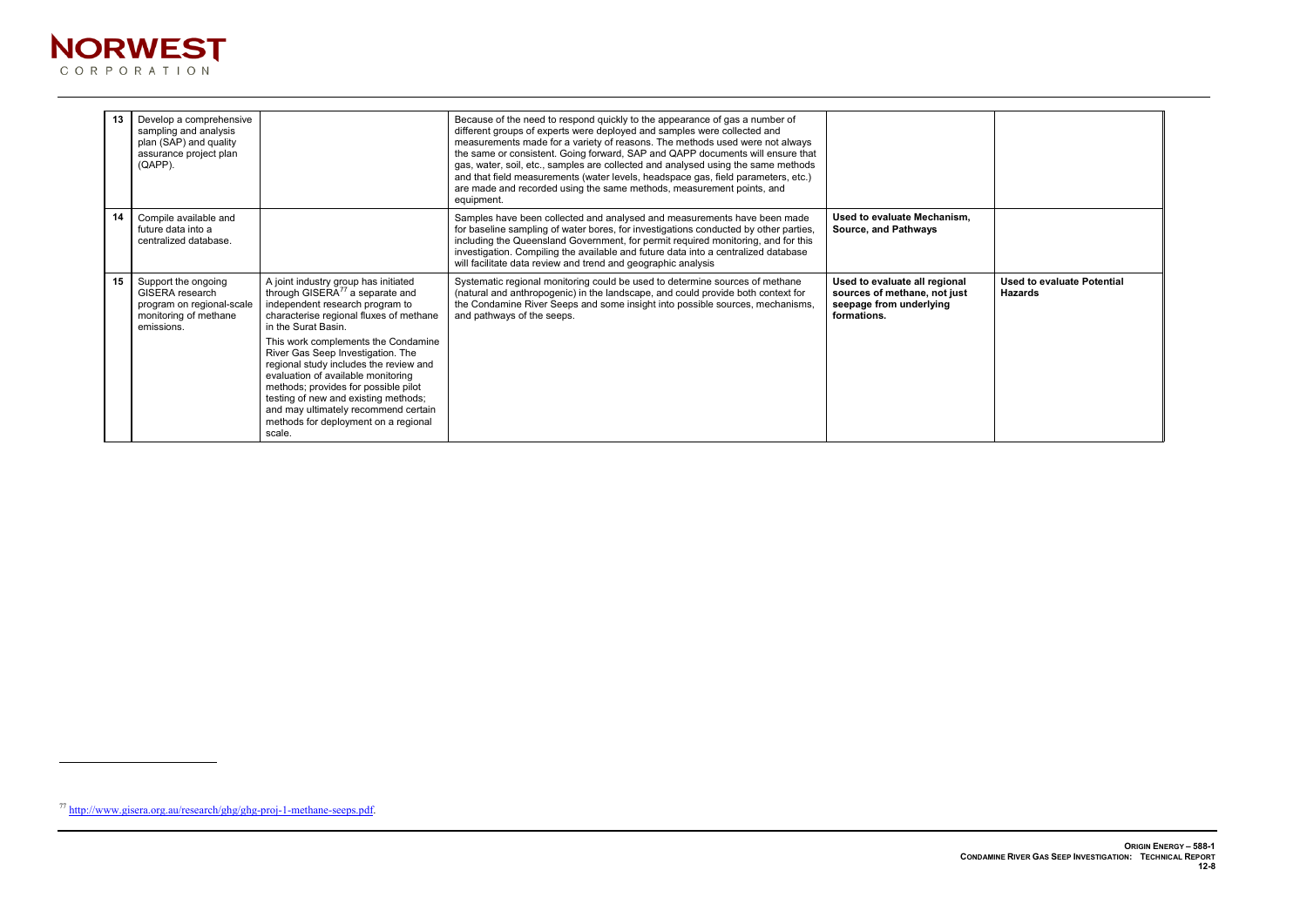| 13 | Develop a comprehensive sampling and analysis plan (SAP) and quality assurance project plan (QAPP). | | Because of the need to respond quickly to the appearance of gas a number of different groups of experts were deployed and samples were collected and measurements made for a variety of reasons. The methods used were not always the same or consistent. Going forward, SAP and QAPP documents will ensure that gas, water, soil, etc., samples are collected and analysed using the same methods and that field measurements (water levels, headspace gas, field parameters, etc.) are made and recorded using the same methods, measurement points, and equipment. | | |
|---|---|---|---|---|---|
| 14 | Compile available and future data into a centralized database. | | Samples have been collected and analysed and measurements have been made for baseline sampling of water bores, for investigations conducted by other parties, including the Queensland Government, for permit required monitoring, and for this investigation. Compiling the available and future data into a centralized database will facilitate data review and trend and geographic analysis | **Used to evaluate Mechanism, Source, and Pathways** | |
| 15 | Support the ongoing GISERA research program on regional-scale monitoring of methane emissions. | A joint industry group has initiated through GISERA[77] a separate and independent research program to characterise regional fluxes of methane in the Surat Basin.<br><br>This work complements the Condamine River Gas Seep Investigation. The regional study includes the review and evaluation of available monitoring methods; provides for possible pilot testing of new and existing methods; and may ultimately recommend certain methods for deployment on a regional scale. | Systematic regional monitoring could be used to determine sources of methane (natural and anthropogenic) in the landscape, and could provide both context for the Condamine River Seeps and some insight into possible sources, mechanisms, and pathways of the seeps. | **Used to evaluate all regional sources of methane, not just seepage from underlying formations.** | **Used to evaluate Potential Hazards** |

[77] http://www.gisera.org.au/research/ghg/ghg-proj-1-methane-seeps.pdf.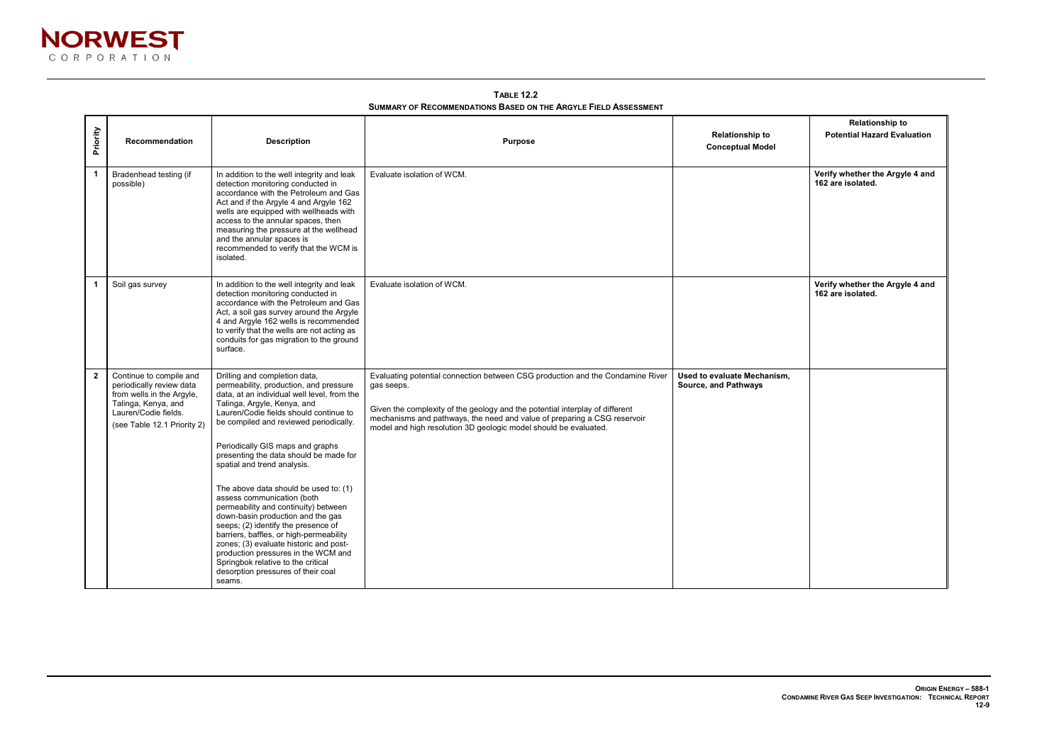**TABLE 12.2**
**SUMMARY OF RECOMMENDATIONS BASED ON THE ARGYLE FIELD ASSESSMENT**

| Priority | Recommendation | Description | Purpose | Relationship to Conceptual Model | Relationship to Potential Hazard Evaluation |
|---|---|---|---|---|---|
| 1 | Bradenhead testing (if possible) | In addition to the well integrity and leak detection monitoring conducted in accordance with the Petroleum and Gas Act and if the Argyle 4 and Argyle 162 wells are equipped with wellheads with access to the annular spaces, then measuring the pressure at the wellhead and the annular spaces is recommended to verify that the WCM is isolated. | Evaluate isolation of WCM. | | **Verify whether the Argyle 4 and 162 are isolated.** |
| 1 | Soil gas survey | In addition to the well integrity and leak detection monitoring conducted in accordance with the Petroleum and Gas Act, a soil gas survey around the Argyle 4 and Argyle 162 wells is recommended to verify that the wells are not acting as conduits for gas migration to the ground surface. | Evaluate isolation of WCM. | | **Verify whether the Argyle 4 and 162 are isolated.** |
| 2 | Continue to compile and periodically review data from wells in the Argyle, Talinga, Kenya, and Lauren/Codie fields. (see Table 12.1 Priority 2) | Drilling and completion data, permeability, production, and pressure data, at an individual well level, from the Talinga, Argyle, Kenya, and Lauren/Codie fields should continue to be compiled and reviewed periodically.<br><br>Periodically GIS maps and graphs presenting the data should be made for spatial and trend analysis.<br><br>The above data should be used to: (1) assess communication (both permeability and continuity) between down-basin production and the gas seeps; (2) identify the presence of barriers, baffles, or high-permeability zones; (3) evaluate historic and post-production pressures in the WCM and Springbok relative to the critical desorption pressures of their coal seams. | Evaluating potential connection between CSG production and the Condamine River gas seeps.<br><br>Given the complexity of the geology and the potential interplay of different mechanisms and pathways, the need and value of preparing a CSG reservoir model and high resolution 3D geologic model should be evaluated. | **Used to evaluate Mechanism, Source, and Pathways** | |